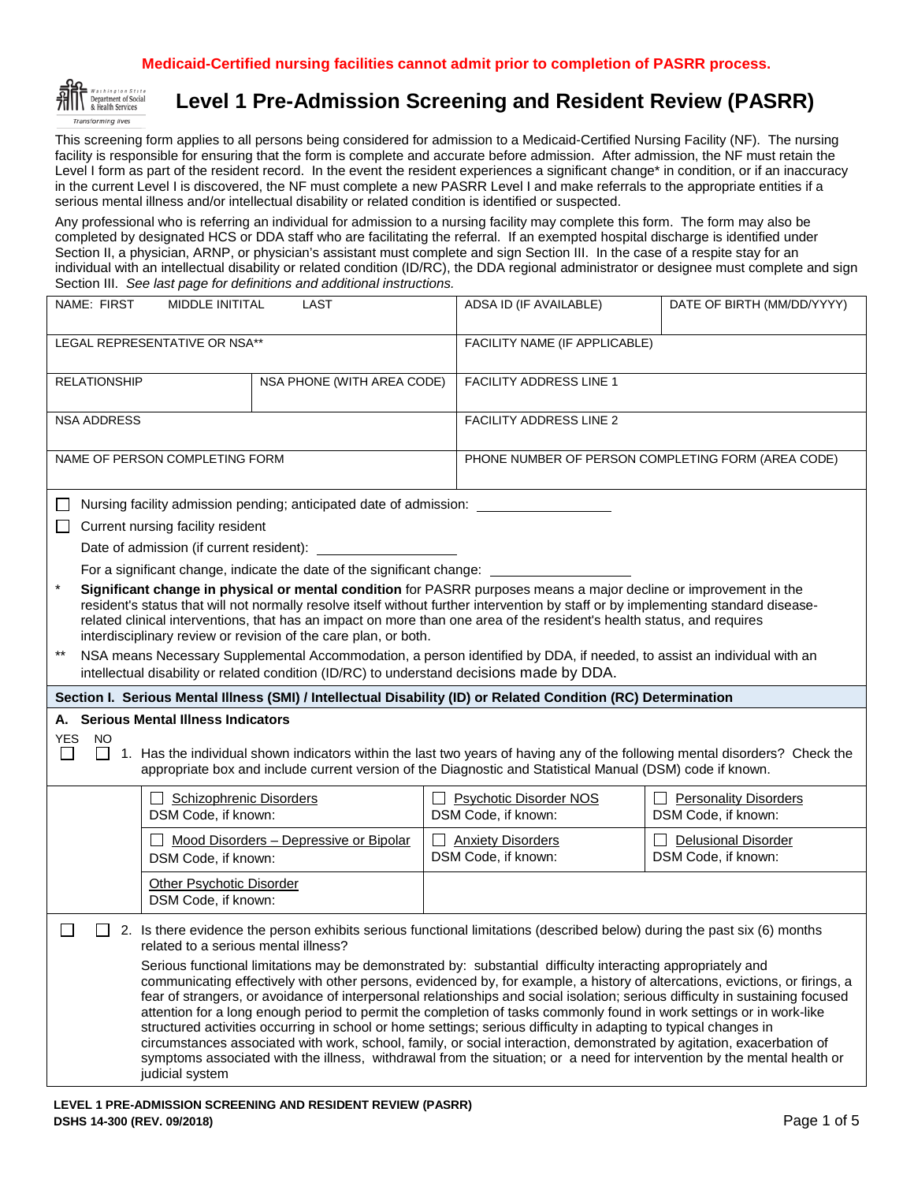**Medicaid-Certified nursing facilities cannot admit prior to completion of PASRR process.**

# Level 1 Pre-Admission Screening and Resident Review (PASRR)

This screening form applies to all persons being considered for admission to a Medicaid-Certified Nursing Facility (NF). The nursing facility is responsible for ensuring that the form is complete and accurate before admission. After admission, the NF must retain the Level I form as part of the resident record. In the event the resident experiences a significant change* in condition, or if an inaccuracy in the current Level I is discovered, the NF must complete a new PASRR Level I and make referrals to the appropriate entities if a serious mental illness and/or intellectual disability or related condition is identified or suspected.

Any professional who is referring an individual for admission to a nursing facility may complete this form. The form may also be completed by designated HCS or DDA staff who are facilitating the referral. If an exempted hospital discharge is identified under Section II, a physician, ARNP, or physician's assistant must complete and sign Section III. In the case of a respite stay for an individual with an intellectual disability or related condition (ID/RC), the DDA regional administrator or designee must complete and sign Section III. *See last page for definitions and additional instructions.*

| NAME: FIRST MIDDLE INITIAL LAST | | ADSA ID (IF AVAILABLE) | DATE OF BIRTH (MM/DD/YYYY) |
|---|---|---|---|
| LEGAL REPRESENTATIVE OR NSA** | | FACILITY NAME (IF APPLICABLE) | |
| RELATIONSHIP | NSA PHONE (WITH AREA CODE) | FACILITY ADDRESS LINE 1 | |
| NSA ADDRESS | | FACILITY ADDRESS LINE 2 | |
| NAME OF PERSON COMPLETING FORM | | PHONE NUMBER OF PERSON COMPLETING FORM (AREA CODE) | |

☐ Nursing facility admission pending; anticipated date of admission: ____________

☐ Current nursing facility resident

Date of admission (if current resident): ____________

For a significant change, indicate the date of the significant change: ____________

\* **Significant change in physical or mental condition** for PASRR purposes means a major decline or improvement in the resident's status that will not normally resolve itself without further intervention by staff or by implementing standard disease-related clinical interventions, that has an impact on more than one area of the resident's health status, and requires interdisciplinary review or revision of the care plan, or both.

\*\* NSA means Necessary Supplemental Accommodation, a person identified by DDA, if needed, to assist an individual with an intellectual disability or related condition (ID/RC) to understand decisions made by DDA.

## Section I. Serious Mental Illness (SMI) / Intellectual Disability (ID) or Related Condition (RC) Determination

### A. Serious Mental Illness Indicators

YES NO

☐ ☐ 1. Has the individual shown indicators within the last two years of having any of the following mental disorders? Check the appropriate box and include current version of the Diagnostic and Statistical Manual (DSM) code if known.

| | | |
|---|---|---|
| ☐ Schizophrenic Disorders<br>DSM Code, if known: | ☐ Psychotic Disorder NOS<br>DSM Code, if known: | ☐ Personality Disorders<br>DSM Code, if known: |
| ☐ Mood Disorders – Depressive or Bipolar<br>DSM Code, if known: | ☐ Anxiety Disorders<br>DSM Code, if known: | ☐ Delusional Disorder<br>DSM Code, if known: |
| Other Psychotic Disorder<br>DSM Code, if known: | | |

☐ ☐ 2. Is there evidence the person exhibits serious functional limitations (described below) during the past six (6) months related to a serious mental illness?

Serious functional limitations may be demonstrated by: substantial difficulty interacting appropriately and communicating effectively with other persons, evidenced by, for example, a history of altercations, evictions, or firings, a fear of strangers, or avoidance of interpersonal relationships and social isolation; serious difficulty in sustaining focused attention for a long enough period to permit the completion of tasks commonly found in work settings or in work-like structured activities occurring in school or home settings; serious difficulty in adapting to typical changes in circumstances associated with work, school, family, or social interaction, demonstrated by agitation, exacerbation of symptoms associated with the illness, withdrawal from the situation; or a need for intervention by the mental health or judicial system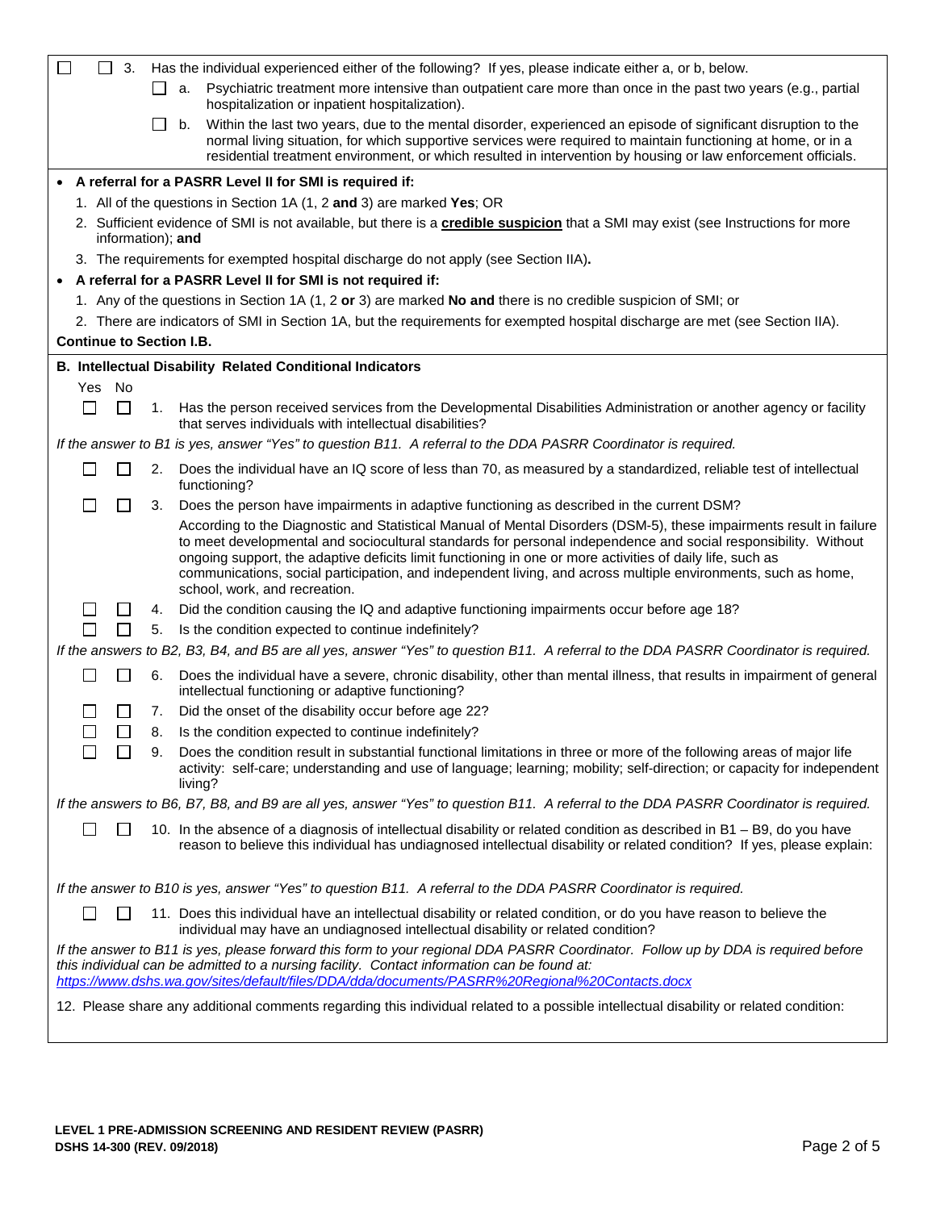☐ ☐ 3. Has the individual experienced either of the following? If yes, please indicate either a, or b, below.

- ☐ a. Psychiatric treatment more intensive than outpatient care more than once in the past two years (e.g., partial hospitalization or inpatient hospitalization).
- ☐ b. Within the last two years, due to the mental disorder, experienced an episode of significant disruption to the normal living situation, for which supportive services were required to maintain functioning at home, or in a residential treatment environment, or which resulted in intervention by housing or law enforcement officials.

- **A referral for a PASRR Level II for SMI is required if:**
  1. All of the questions in Section 1A (1, 2 **and** 3) are marked **Yes**; OR
  2. Sufficient evidence of SMI is not available, but there is a **credible suspicion** that a SMI may exist (see Instructions for more information); **and**
  3. The requirements for exempted hospital discharge do not apply (see Section IIA)**.**
- **A referral for a PASRR Level II for SMI is not required if:**
  1. Any of the questions in Section 1A (1, 2 **or** 3) are marked **No and** there is no credible suspicion of SMI; or
  2. There are indicators of SMI in Section 1A, but the requirements for exempted hospital discharge are met (see Section IIA).

**Continue to Section I.B.**

**B. Intellectual Disability Related Conditional Indicators**

| Yes | No | |
|---|---|---|
| ☐ | ☐ | 1. Has the person received services from the Developmental Disabilities Administration or another agency or facility that serves individuals with intellectual disabilities? |

*If the answer to B1 is yes, answer "Yes" to question B11. A referral to the DDA PASRR Coordinator is required.*

| Yes | No | |
|---|---|---|
| ☐ | ☐ | 2. Does the individual have an IQ score of less than 70, as measured by a standardized, reliable test of intellectual functioning? |
| ☐ | ☐ | 3. Does the person have impairments in adaptive functioning as described in the current DSM? According to the Diagnostic and Statistical Manual of Mental Disorders (DSM-5), these impairments result in failure to meet developmental and sociocultural standards for personal independence and social responsibility. Without ongoing support, the adaptive deficits limit functioning in one or more activities of daily life, such as communications, social participation, and independent living, and across multiple environments, such as home, school, work, and recreation. |
| ☐ | ☐ | 4. Did the condition causing the IQ and adaptive functioning impairments occur before age 18? |
| ☐ | ☐ | 5. Is the condition expected to continue indefinitely? |

*If the answers to B2, B3, B4, and B5 are all yes, answer "Yes" to question B11. A referral to the DDA PASRR Coordinator is required.*

| Yes | No | |
|---|---|---|
| ☐ | ☐ | 6. Does the individual have a severe, chronic disability, other than mental illness, that results in impairment of general intellectual functioning or adaptive functioning? |
| ☐ | ☐ | 7. Did the onset of the disability occur before age 22? |
| ☐ | ☐ | 8. Is the condition expected to continue indefinitely? |
| ☐ | ☐ | 9. Does the condition result in substantial functional limitations in three or more of the following areas of major life activity: self-care; understanding and use of language; learning; mobility; self-direction; or capacity for independent living? |

*If the answers to B6, B7, B8, and B9 are all yes, answer "Yes" to question B11. A referral to the DDA PASRR Coordinator is required.*

| Yes | No | |
|---|---|---|
| ☐ | ☐ | 10. In the absence of a diagnosis of intellectual disability or related condition as described in B1 – B9, do you have reason to believe this individual has undiagnosed intellectual disability or related condition? If yes, please explain: |

*If the answer to B10 is yes, answer "Yes" to question B11. A referral to the DDA PASRR Coordinator is required.*

| Yes | No | |
|---|---|---|
| ☐ | ☐ | 11. Does this individual have an intellectual disability or related condition, or do you have reason to believe the individual may have an undiagnosed intellectual disability or related condition? |

*If the answer to B11 is yes, please forward this form to your regional DDA PASRR Coordinator. Follow up by DDA is required before this individual can be admitted to a nursing facility. Contact information can be found at: https://www.dshs.wa.gov/sites/default/files/DDA/dda/documents/PASRR%20Regional%20Contacts.docx*

12. Please share any additional comments regarding this individual related to a possible intellectual disability or related condition:

**LEVEL 1 PRE-ADMISSION SCREENING AND RESIDENT REVIEW (PASRR)**
**DSHS 14-300 (REV. 09/2018)**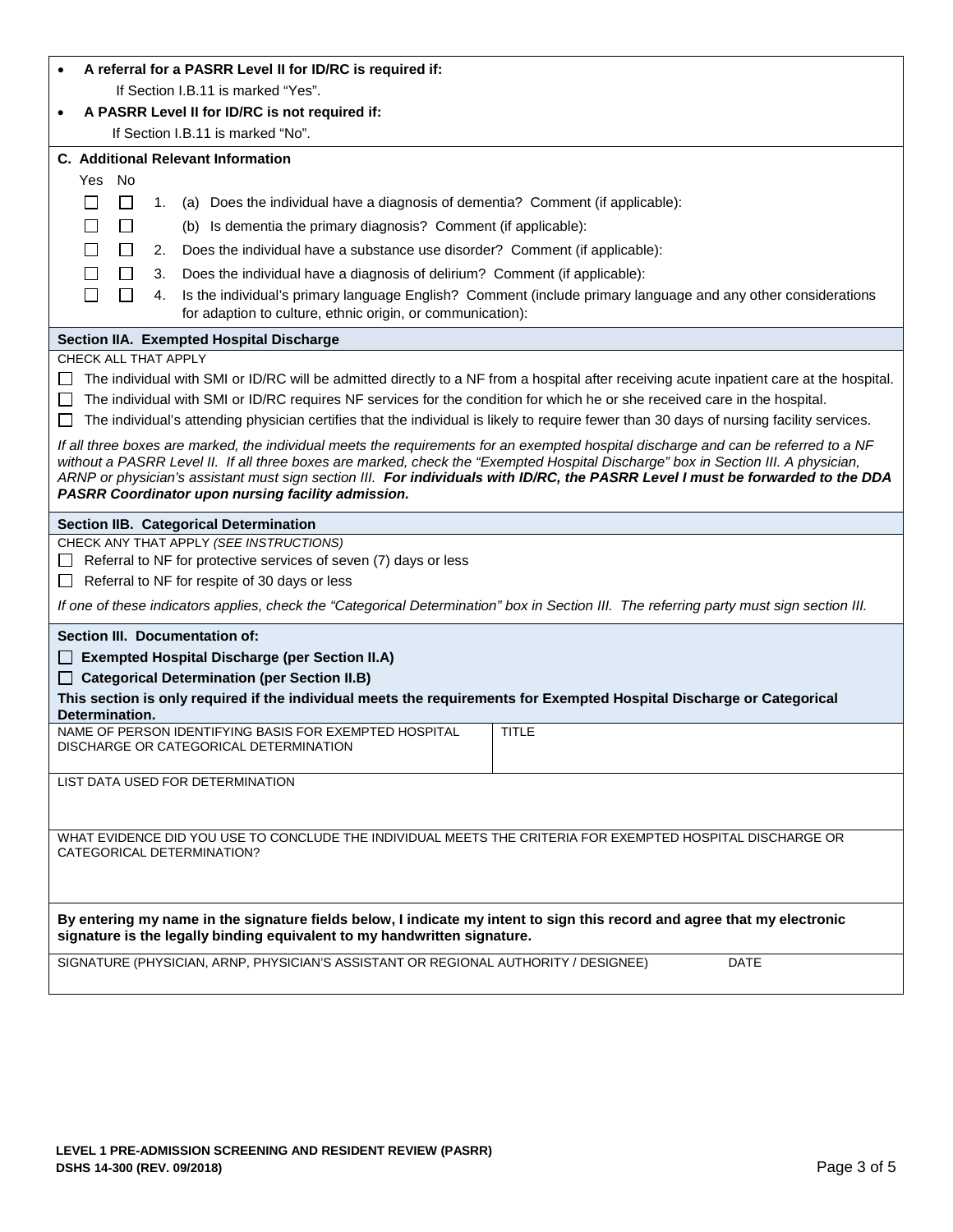- **A referral for a PASRR Level II for ID/RC is required if:**
  If Section I.B.11 is marked "Yes".
- **A PASRR Level II for ID/RC is not required if:**
  If Section I.B.11 is marked "No".

**C. Additional Relevant Information**

| Yes | No | | |
|---|---|---|---|
| ☐ | ☐ | 1. | (a) Does the individual have a diagnosis of dementia? Comment (if applicable): |
| ☐ | ☐ | | (b) Is dementia the primary diagnosis? Comment (if applicable): |
| ☐ | ☐ | 2. | Does the individual have a substance use disorder? Comment (if applicable): |
| ☐ | ☐ | 3. | Does the individual have a diagnosis of delirium? Comment (if applicable): |
| ☐ | ☐ | 4. | Is the individual's primary language English? Comment (include primary language and any other considerations for adaption to culture, ethnic origin, or communication): |

## Section IIA. Exempted Hospital Discharge

CHECK ALL THAT APPLY

☐ The individual with SMI or ID/RC will be admitted directly to a NF from a hospital after receiving acute inpatient care at the hospital.

☐ The individual with SMI or ID/RC requires NF services for the condition for which he or she received care in the hospital.

☐ The individual's attending physician certifies that the individual is likely to require fewer than 30 days of nursing facility services.

*If all three boxes are marked, the individual meets the requirements for an exempted hospital discharge and can be referred to a NF without a PASRR Level II. If all three boxes are marked, check the "Exempted Hospital Discharge" box in Section III. A physician, ARNP or physician's assistant must sign section III.* ***For individuals with ID/RC, the PASRR Level I must be forwarded to the DDA PASRR Coordinator upon nursing facility admission.***

## Section IIB. Categorical Determination

CHECK ANY THAT APPLY *(SEE INSTRUCTIONS)*

☐ Referral to NF for protective services of seven (7) days or less

☐ Referral to NF for respite of 30 days or less

*If one of these indicators applies, check the "Categorical Determination" box in Section III. The referring party must sign section III.*

## Section III. Documentation of:

☐ **Exempted Hospital Discharge (per Section II.A)**

☐ **Categorical Determination (per Section II.B)**

**This section is only required if the individual meets the requirements for Exempted Hospital Discharge or Categorical Determination.**

| NAME OF PERSON IDENTIFYING BASIS FOR EXEMPTED HOSPITAL DISCHARGE OR CATEGORICAL DETERMINATION | TITLE |
|---|---|
| | |

LIST DATA USED FOR DETERMINATION

WHAT EVIDENCE DID YOU USE TO CONCLUDE THE INDIVIDUAL MEETS THE CRITERIA FOR EXEMPTED HOSPITAL DISCHARGE OR CATEGORICAL DETERMINATION?

**By entering my name in the signature fields below, I indicate my intent to sign this record and agree that my electronic signature is the legally binding equivalent to my handwritten signature.**

| SIGNATURE (PHYSICIAN, ARNP, PHYSICIAN'S ASSISTANT OR REGIONAL AUTHORITY / DESIGNEE) | DATE |
|---|---|
| | |

**LEVEL 1 PRE-ADMISSION SCREENING AND RESIDENT REVIEW (PASRR)**
**DSHS 14-300 (REV. 09/2018)**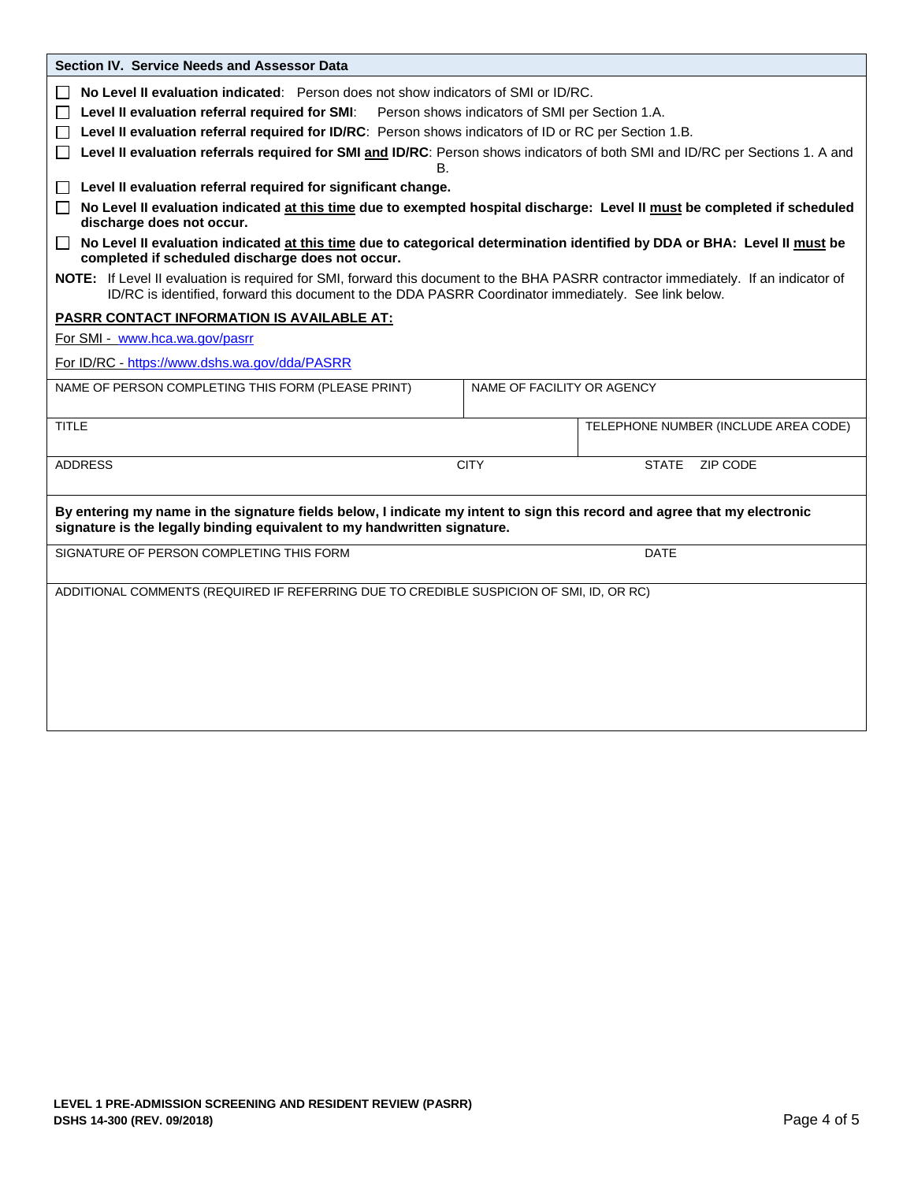## Section IV. Service Needs and Assessor Data

- ☐ **No Level II evaluation indicated**: Person does not show indicators of SMI or ID/RC.
- ☐ **Level II evaluation referral required for SMI**: Person shows indicators of SMI per Section 1.A.
- ☐ **Level II evaluation referral required for ID/RC**: Person shows indicators of ID or RC per Section 1.B.
- ☐ **Level II evaluation referrals required for SMI and ID/RC**: Person shows indicators of both SMI and ID/RC per Sections 1. A and B.
- ☐ **Level II evaluation referral required for significant change.**
- ☐ **No Level II evaluation indicated at this time due to exempted hospital discharge: Level II must be completed if scheduled discharge does not occur.**
- ☐ **No Level II evaluation indicated at this time due to categorical determination identified by DDA or BHA: Level II must be completed if scheduled discharge does not occur.**

**NOTE:** If Level II evaluation is required for SMI, forward this document to the BHA PASRR contractor immediately. If an indicator of ID/RC is identified, forward this document to the DDA PASRR Coordinator immediately. See link below.

**PASRR CONTACT INFORMATION IS AVAILABLE AT:**

For SMI - www.hca.wa.gov/pasrr

For ID/RC - https://www.dshs.wa.gov/dda/PASRR

| NAME OF PERSON COMPLETING THIS FORM (PLEASE PRINT) | NAME OF FACILITY OR AGENCY | | |
|---|---|---|---|
| TITLE | | TELEPHONE NUMBER (INCLUDE AREA CODE) | |
| ADDRESS | CITY | STATE | ZIP CODE |

**By entering my name in the signature fields below, I indicate my intent to sign this record and agree that my electronic signature is the legally binding equivalent to my handwritten signature.**

| SIGNATURE OF PERSON COMPLETING THIS FORM | DATE |
|---|---|
| | |

ADDITIONAL COMMENTS (REQUIRED IF REFERRING DUE TO CREDIBLE SUSPICION OF SMI, ID, OR RC)

**LEVEL 1 PRE-ADMISSION SCREENING AND RESIDENT REVIEW (PASRR)**
**DSHS 14-300 (REV. 09/2018)**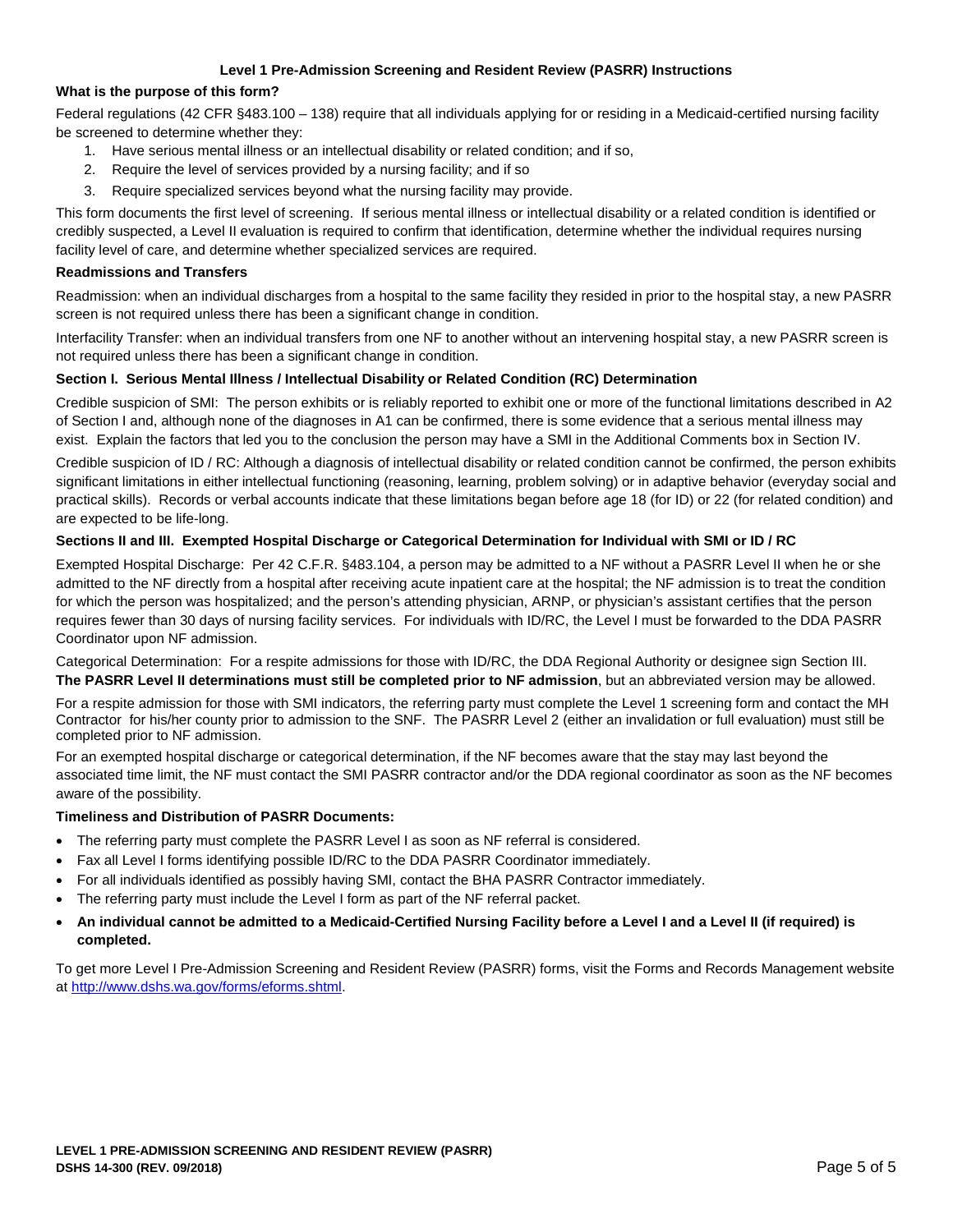# Level 1 Pre-Admission Screening and Resident Review (PASRR) Instructions

**What is the purpose of this form?**

Federal regulations (42 CFR §483.100 – 138) require that all individuals applying for or residing in a Medicaid-certified nursing facility be screened to determine whether they:

1. Have serious mental illness or an intellectual disability or related condition; and if so,
2. Require the level of services provided by a nursing facility; and if so
3. Require specialized services beyond what the nursing facility may provide.

This form documents the first level of screening. If serious mental illness or intellectual disability or a related condition is identified or credibly suspected, a Level II evaluation is required to confirm that identification, determine whether the individual requires nursing facility level of care, and determine whether specialized services are required.

**Readmissions and Transfers**

Readmission: when an individual discharges from a hospital to the same facility they resided in prior to the hospital stay, a new PASRR screen is not required unless there has been a significant change in condition.

Interfacility Transfer: when an individual transfers from one NF to another without an intervening hospital stay, a new PASRR screen is not required unless there has been a significant change in condition.

**Section I. Serious Mental Illness / Intellectual Disability or Related Condition (RC) Determination**

Credible suspicion of SMI: The person exhibits or is reliably reported to exhibit one or more of the functional limitations described in A2 of Section I and, although none of the diagnoses in A1 can be confirmed, there is some evidence that a serious mental illness may exist. Explain the factors that led you to the conclusion the person may have a SMI in the Additional Comments box in Section IV.

Credible suspicion of ID / RC: Although a diagnosis of intellectual disability or related condition cannot be confirmed, the person exhibits significant limitations in either intellectual functioning (reasoning, learning, problem solving) or in adaptive behavior (everyday social and practical skills). Records or verbal accounts indicate that these limitations began before age 18 (for ID) or 22 (for related condition) and are expected to be life-long.

**Sections II and III. Exempted Hospital Discharge or Categorical Determination for Individual with SMI or ID / RC**

Exempted Hospital Discharge: Per 42 C.F.R. §483.104, a person may be admitted to a NF without a PASRR Level II when he or she admitted to the NF directly from a hospital after receiving acute inpatient care at the hospital; the NF admission is to treat the condition for which the person was hospitalized; and the person's attending physician, ARNP, or physician's assistant certifies that the person requires fewer than 30 days of nursing facility services. For individuals with ID/RC, the Level I must be forwarded to the DDA PASRR Coordinator upon NF admission.

Categorical Determination: For a respite admissions for those with ID/RC, the DDA Regional Authority or designee sign Section III. **The PASRR Level II determinations must still be completed prior to NF admission**, but an abbreviated version may be allowed.

For a respite admission for those with SMI indicators, the referring party must complete the Level 1 screening form and contact the MH Contractor for his/her county prior to admission to the SNF. The PASRR Level 2 (either an invalidation or full evaluation) must still be completed prior to NF admission.

For an exempted hospital discharge or categorical determination, if the NF becomes aware that the stay may last beyond the associated time limit, the NF must contact the SMI PASRR contractor and/or the DDA regional coordinator as soon as the NF becomes aware of the possibility.

**Timeliness and Distribution of PASRR Documents:**

- The referring party must complete the PASRR Level I as soon as NF referral is considered.
- Fax all Level I forms identifying possible ID/RC to the DDA PASRR Coordinator immediately.
- For all individuals identified as possibly having SMI, contact the BHA PASRR Contractor immediately.
- The referring party must include the Level I form as part of the NF referral packet.
- **An individual cannot be admitted to a Medicaid-Certified Nursing Facility before a Level I and a Level II (if required) is completed.**

To get more Level I Pre-Admission Screening and Resident Review (PASRR) forms, visit the Forms and Records Management website at http://www.dshs.wa.gov/forms/eforms.shtml.

**LEVEL 1 PRE-ADMISSION SCREENING AND RESIDENT REVIEW (PASRR)**
**DSHS 14-300 (REV. 09/2018)**